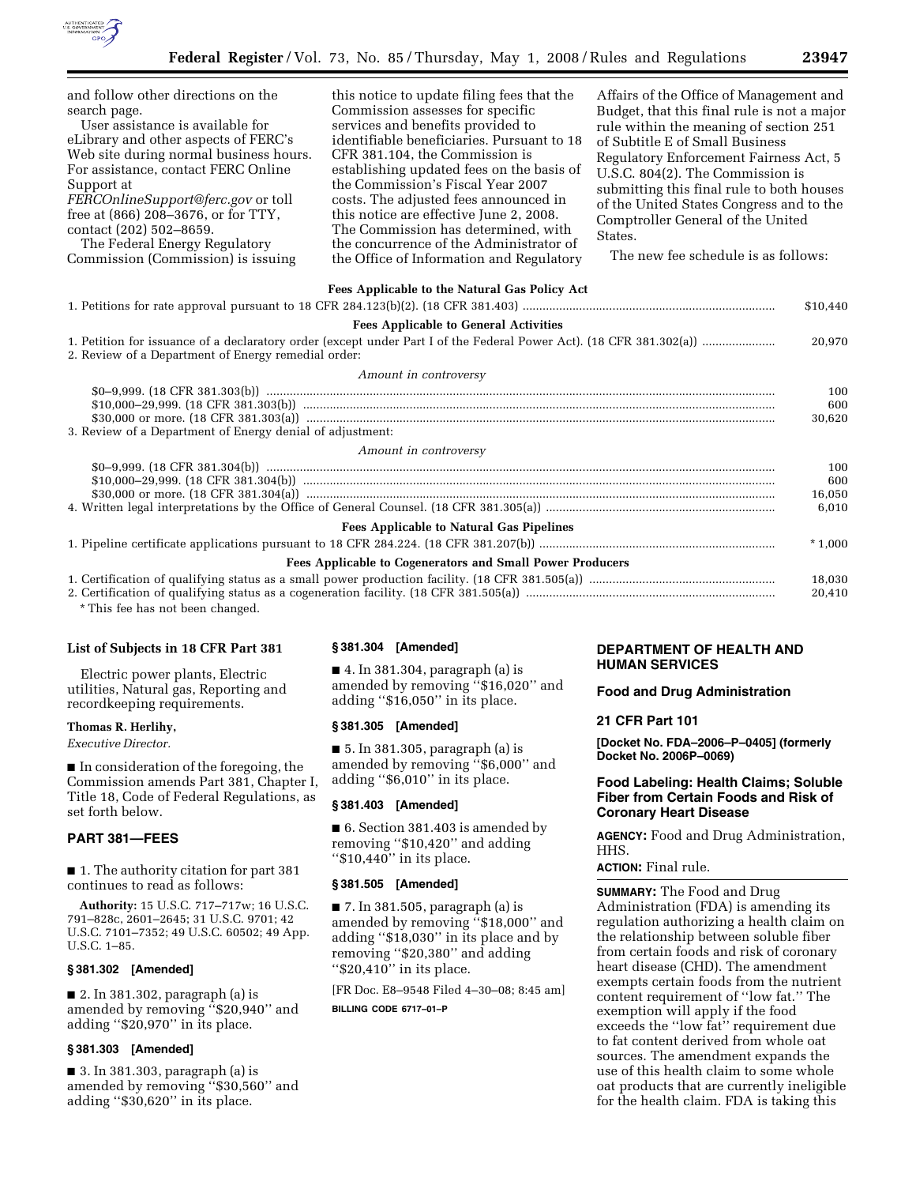and follow other directions on the search page.

User assistance is available for eLibrary and other aspects of FERC's Web site during normal business hours. For assistance, contact FERC Online Support at *FERCOnlineSupport@ferc.gov* or toll free at (866) 208–3676, or for TTY, contact (202) 502–8659.

The Federal Energy Regulatory Commission (Commission) is issuing this notice to update filing fees that the Commission assesses for specific services and benefits provided to identifiable beneficiaries. Pursuant to 18 CFR 381.104, the Commission is establishing updated fees on the basis of the Commission's Fiscal Year 2007 costs. The adjusted fees announced in this notice are effective June 2, 2008. The Commission has determined, with the concurrence of the Administrator of the Office of Information and Regulatory Affairs of the Office of Management and Budget, that this final rule is not a major rule within the meaning of section 251 of Subtitle E of Small Business Regulatory Enforcement Fairness Act, 5 U.S.C. 804(2). The Commission is submitting this final rule to both houses of the United States Congress and to the Comptroller General of the United States.

The new fee schedule is as follows:

| | |
|---|---|
| **Fees Applicable to the Natural Gas Policy Act** | |
| 1. Petitions for rate approval pursuant to 18 CFR 284.123(b)(2). (18 CFR 381.403) | $10,440 |
| **Fees Applicable to General Activities** | |
| 1. Petition for issuance of a declaratory order (except under Part I of the Federal Power Act). (18 CFR 381.302(a)) | 20,970 |
| 2. Review of a Department of Energy remedial order: | |
| *Amount in controversy* | |
| $0–9,999. (18 CFR 381.303(b)) | 100 |
| $10,000–29,999. (18 CFR 381.303(b)) | 600 |
| $30,000 or more. (18 CFR 381.303(a)) | 30,620 |
| 3. Review of a Department of Energy denial of adjustment: | |
| *Amount in controversy* | |
| $0–9,999. (18 CFR 381.304(b)) | 100 |
| $10,000–29,999. (18 CFR 381.304(b)) | 600 |
| $30,000 or more. (18 CFR 381.304(a)) | 16,050 |
| 4. Written legal interpretations by the Office of General Counsel. (18 CFR 381.305(a)) | 6,010 |
| **Fees Applicable to Natural Gas Pipelines** | |
| 1. Pipeline certificate applications pursuant to 18 CFR 284.224. (18 CFR 381.207(b)) | * 1,000 |
| **Fees Applicable to Cogenerators and Small Power Producers** | |
| 1. Certification of qualifying status as a small power production facility. (18 CFR 381.505(a)) | 18,030 |
| 2. Certification of qualifying status as a cogeneration facility. (18 CFR 381.505(a)) | 20,410 |

* This fee has not been changed.

### List of Subjects in 18 CFR Part 381

Electric power plants, Electric utilities, Natural gas, Reporting and recordkeeping requirements.

**Thomas R. Herlihy,**

*Executive Director.*

■ In consideration of the foregoing, the Commission amends Part 381, Chapter I, Title 18, Code of Federal Regulations, as set forth below.

## PART 381—FEES

■ 1. The authority citation for part 381 continues to read as follows:

**Authority:** 15 U.S.C. 717–717w; 16 U.S.C. 791–828c, 2601–2645; 31 U.S.C. 9701; 42 U.S.C. 7101–7352; 49 U.S.C. 60502; 49 App. U.S.C. 1–85.

### § 381.302 [Amended]

■ 2. In 381.302, paragraph (a) is amended by removing ''$20,940'' and adding ''$20,970'' in its place.

### § 381.303 [Amended]

■ 3. In 381.303, paragraph (a) is amended by removing ''$30,560'' and adding ''$30,620'' in its place.

### § 381.304 [Amended]

■ 4. In 381.304, paragraph (a) is amended by removing ''$16,020'' and adding ''$16,050'' in its place.

### § 381.305 [Amended]

■ 5. In 381.305, paragraph (a) is amended by removing ''$6,000'' and adding ''$6,010'' in its place.

### § 381.403 [Amended]

■ 6. Section 381.403 is amended by removing ''$10,420'' and adding ''$10,440'' in its place.

### § 381.505 [Amended]

■ 7. In 381.505, paragraph (a) is amended by removing ''$18,000'' and adding ''$18,030'' in its place and by removing ''$20,380'' and adding ''$20,410'' in its place.

[FR Doc. E8–9548 Filed 4–30–08; 8:45 am]

**BILLING CODE 6717–01–P**

## DEPARTMENT OF HEALTH AND HUMAN SERVICES

## Food and Drug Administration

## 21 CFR Part 101

**[Docket No. FDA–2006–P–0405] (formerly Docket No. 2006P–0069)**

## Food Labeling: Health Claims; Soluble Fiber from Certain Foods and Risk of Coronary Heart Disease

**AGENCY:** Food and Drug Administration, HHS.

**ACTION:** Final rule.

**SUMMARY:** The Food and Drug Administration (FDA) is amending its regulation authorizing a health claim on the relationship between soluble fiber from certain foods and risk of coronary heart disease (CHD). The amendment exempts certain foods from the nutrient content requirement of ''low fat.'' The exemption will apply if the food exceeds the ''low fat'' requirement due to fat content derived from whole oat sources. The amendment expands the use of this health claim to some whole oat products that are currently ineligible for the health claim. FDA is taking this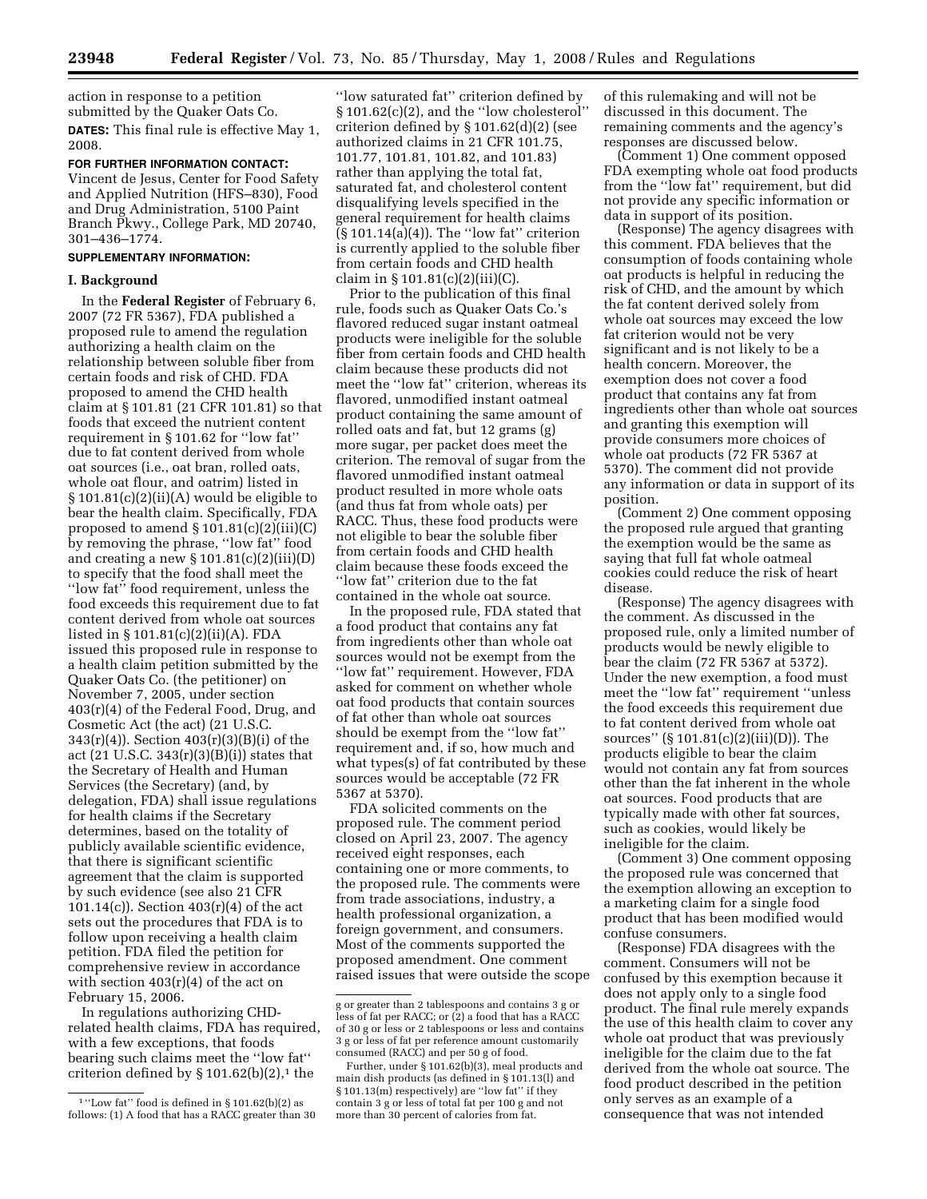action in response to a petition submitted by the Quaker Oats Co.

**DATES:** This final rule is effective May 1, 2008.

**FOR FURTHER INFORMATION CONTACT:** Vincent de Jesus, Center for Food Safety and Applied Nutrition (HFS–830), Food and Drug Administration, 5100 Paint Branch Pkwy., College Park, MD 20740, 301–436–1774.

**SUPPLEMENTARY INFORMATION:**

## I. Background

In the **Federal Register** of February 6, 2007 (72 FR 5367), FDA published a proposed rule to amend the regulation authorizing a health claim on the relationship between soluble fiber from certain foods and risk of CHD. FDA proposed to amend the CHD health claim at § 101.81 (21 CFR 101.81) so that foods that exceed the nutrient content requirement in § 101.62 for ''low fat'' due to fat content derived from whole oat sources (i.e., oat bran, rolled oats, whole oat flour, and oatrim) listed in § 101.81(c)(2)(ii)(A) would be eligible to bear the health claim. Specifically, FDA proposed to amend § 101.81(c)(2)(iii)(C) by removing the phrase, ''low fat'' food and creating a new § 101.81(c)(2)(iii)(D) to specify that the food shall meet the ''low fat'' food requirement, unless the food exceeds this requirement due to fat content derived from whole oat sources listed in § 101.81(c)(2)(ii)(A). FDA issued this proposed rule in response to a health claim petition submitted by the Quaker Oats Co. (the petitioner) on November 7, 2005, under section 403(r)(4) of the Federal Food, Drug, and Cosmetic Act (the act) (21 U.S.C. 343(r)(4)). Section 403(r)(3)(B)(i) of the act (21 U.S.C. 343(r)(3)(B)(i)) states that the Secretary of Health and Human Services (the Secretary) (and, by delegation, FDA) shall issue regulations for health claims if the Secretary determines, based on the totality of publicly available scientific evidence, that there is significant scientific agreement that the claim is supported by such evidence (see also 21 CFR 101.14(c)). Section 403(r)(4) of the act sets out the procedures that FDA is to follow upon receiving a health claim petition. FDA filed the petition for comprehensive review in accordance with section 403(r)(4) of the act on February 15, 2006.

In regulations authorizing CHD-related health claims, FDA has required, with a few exceptions, that foods bearing such claims meet the ''low fat'' criterion defined by § 101.62(b)(2),[1] the ''low saturated fat'' criterion defined by § 101.62(c)(2), and the ''low cholesterol'' criterion defined by § 101.62(d)(2) (see authorized claims in 21 CFR 101.75, 101.77, 101.81, 101.82, and 101.83) rather than applying the total fat, saturated fat, and cholesterol content disqualifying levels specified in the general requirement for health claims (§ 101.14(a)(4)). The ''low fat'' criterion is currently applied to the soluble fiber from certain foods and CHD health claim in § 101.81(c)(2)(iii)(C).

Prior to the publication of this final rule, foods such as Quaker Oats Co.'s flavored reduced sugar instant oatmeal products were ineligible for the soluble fiber from certain foods and CHD health claim because these products did not meet the ''low fat'' criterion, whereas its flavored, unmodified instant oatmeal product containing the same amount of rolled oats and fat, but 12 grams (g) more sugar, per packet does meet the criterion. The removal of sugar from the flavored unmodified instant oatmeal product resulted in more whole oats (and thus fat from whole oats) per RACC. Thus, these food products were not eligible to bear the soluble fiber from certain foods and CHD health claim because these foods exceed the ''low fat'' criterion due to the fat contained in the whole oat source.

In the proposed rule, FDA stated that a food product that contains any fat from ingredients other than whole oat sources would not be exempt from the ''low fat'' requirement. However, FDA asked for comment on whether whole oat food products that contain sources of fat other than whole oat sources should be exempt from the ''low fat'' requirement and, if so, how much and what types(s) of fat contributed by these sources would be acceptable (72 FR 5367 at 5370).

FDA solicited comments on the proposed rule. The comment period closed on April 23, 2007. The agency received eight responses, each containing one or more comments, to the proposed rule. The comments were from trade associations, industry, a health professional organization, a foreign government, and consumers. Most of the comments supported the proposed amendment. One comment raised issues that were outside the scope of this rulemaking and will not be discussed in this document. The remaining comments and the agency's responses are discussed below.

(Comment 1) One comment opposed FDA exempting whole oat food products from the ''low fat'' requirement, but did not provide any specific information or data in support of its position.

(Response) The agency disagrees with this comment. FDA believes that the consumption of foods containing whole oat products is helpful in reducing the risk of CHD, and the amount by which the fat content derived solely from whole oat sources may exceed the low fat criterion would not be very significant and is not likely to be a health concern. Moreover, the exemption does not cover a food product that contains any fat from ingredients other than whole oat sources and granting this exemption will provide consumers more choices of whole oat products (72 FR 5367 at 5370). The comment did not provide any information or data in support of its position.

(Comment 2) One comment opposing the proposed rule argued that granting the exemption would be the same as saying that full fat whole oatmeal cookies could reduce the risk of heart disease.

(Response) The agency disagrees with the comment. As discussed in the proposed rule, only a limited number of products would be newly eligible to bear the claim (72 FR 5367 at 5372). Under the new exemption, a food must meet the ''low fat'' requirement ''unless the food exceeds this requirement due to fat content derived from whole oat sources'' (§ 101.81(c)(2)(iii)(D)). The products eligible to bear the claim would not contain any fat from sources other than the fat inherent in the whole oat sources. Food products that are typically made with other fat sources, such as cookies, would likely be ineligible for the claim.

(Comment 3) One comment opposing the proposed rule was concerned that the exemption allowing an exception to a marketing claim for a single food product that has been modified would confuse consumers.

(Response) FDA disagrees with the comment. Consumers will not be confused by this exemption because it does not apply only to a single food product. The final rule merely expands the use of this health claim to cover any whole oat product that was previously ineligible for the claim due to the fat derived from the whole oat source. The food product described in the petition only serves as an example of a consequence that was not intended

---

[1] ''Low fat'' food is defined in § 101.62(b)(2) as follows: (1) A food that has a RACC greater than 30 g or greater than 2 tablespoons and contains 3 g or less of fat per RACC; or (2) a food that has a RACC of 30 g or less or 2 tablespoons or less and contains 3 g or less of fat per reference amount customarily consumed (RACC) and per 50 g of food.

Further, under § 101.62(b)(3), meal products and main dish products (as defined in § 101.13(l) and § 101.13(m) respectively) are ''low fat'' if they contain 3 g or less of total fat per 100 g and not more than 30 percent of calories from fat.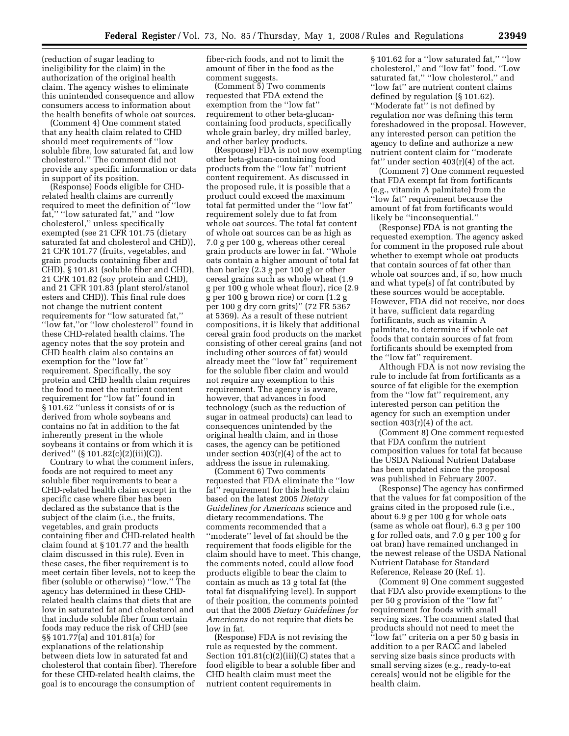(reduction of sugar leading to ineligibility for the claim) in the authorization of the original health claim. The agency wishes to eliminate this unintended consequence and allow consumers access to information about the health benefits of whole oat sources.

(Comment 4) One comment stated that any health claim related to CHD should meet requirements of ''low soluble fibre, low saturated fat, and low cholesterol.'' The comment did not provide any specific information or data in support of its position.

(Response) Foods eligible for CHD-related health claims are currently required to meet the definition of ''low fat,'' ''low saturated fat,'' and ''low cholesterol,'' unless specifically exempted (see 21 CFR 101.75 (dietary saturated fat and cholesterol and CHD)), 21 CFR 101.77 (fruits, vegetables, and grain products containing fiber and CHD), § 101.81 (soluble fiber and CHD), 21 CFR 101.82 (soy protein and CHD), and 21 CFR 101.83 (plant sterol/stanol esters and CHD)). This final rule does not change the nutrient content requirements for ''low saturated fat,'' ''low fat,''or ''low cholesterol'' found in these CHD-related health claims. The agency notes that the soy protein and CHD health claim also contains an exemption for the ''low fat'' requirement. Specifically, the soy protein and CHD health claim requires the food to meet the nutrient content requirement for ''low fat'' found in § 101.62 ''unless it consists of or is derived from whole soybeans and contains no fat in addition to the fat inherently present in the whole soybeans it contains or from which it is derived'' (§ 101.82(c)(2)(iii)(C)).

Contrary to what the comment infers, foods are not required to meet any soluble fiber requirements to bear a CHD-related health claim except in the specific case where fiber has been declared as the substance that is the subject of the claim (i.e., the fruits, vegetables, and grain products containing fiber and CHD-related health claim found at § 101.77 and the health claim discussed in this rule). Even in these cases, the fiber requirement is to meet certain fiber levels, not to keep the fiber (soluble or otherwise) ''low.'' The agency has determined in these CHD-related health claims that diets that are low in saturated fat and cholesterol and that include soluble fiber from certain foods may reduce the risk of CHD (see §§ 101.77(a) and 101.81(a) for explanations of the relationship between diets low in saturated fat and cholesterol that contain fiber). Therefore for these CHD-related health claims, the goal is to encourage the consumption of fiber-rich foods, and not to limit the amount of fiber in the food as the comment suggests.

(Comment 5) Two comments requested that FDA extend the exemption from the ''low fat'' requirement to other beta-glucan-containing food products, specifically whole grain barley, dry milled barley, and other barley products.

(Response) FDA is not now exempting other beta-glucan-containing food products from the ''low fat'' nutrient content requirement. As discussed in the proposed rule, it is possible that a product could exceed the maximum total fat permitted under the ''low fat'' requirement solely due to fat from whole oat sources. The total fat content of whole oat sources can be as high as 7.0 g per 100 g, whereas other cereal grain products are lower in fat. ''Whole oats contain a higher amount of total fat than barley (2.3 g per 100 g) or other cereal grains such as whole wheat (1.9 g per 100 g whole wheat flour), rice (2.9 g per 100 g brown rice) or corn (1.2 g per 100 g dry corn grits)'' (72 FR 5367 at 5369). As a result of these nutrient compositions, it is likely that additional cereal grain food products on the market consisting of other cereal grains (and not including other sources of fat) would already meet the ''low fat'' requirement for the soluble fiber claim and would not require any exemption to this requirement. The agency is aware, however, that advances in food technology (such as the reduction of sugar in oatmeal products) can lead to consequences unintended by the original health claim, and in those cases, the agency can be petitioned under section 403(r)(4) of the act to address the issue in rulemaking.

(Comment 6) Two comments requested that FDA eliminate the ''low fat'' requirement for this health claim based on the latest 2005 *Dietary Guidelines for Americans* science and dietary recommendations. The comments recommended that a ''moderate'' level of fat should be the requirement that foods eligible for the claim should have to meet. This change, the comments noted, could allow food products eligible to bear the claim to contain as much as 13 g total fat (the total fat disqualifying level). In support of their position, the comments pointed out that the 2005 *Dietary Guidelines for Americans* do not require that diets be low in fat.

(Response) FDA is not revising the rule as requested by the comment. Section 101.81(c)(2)(iii)(C) states that a food eligible to bear a soluble fiber and CHD health claim must meet the nutrient content requirements in § 101.62 for a ''low saturated fat,'' ''low cholesterol,'' and ''low fat'' food. ''Low saturated fat,'' ''low cholesterol,'' and ''low fat'' are nutrient content claims defined by regulation (§ 101.62). ''Moderate fat'' is not defined by regulation nor was defining this term foreshadowed in the proposal. However, any interested person can petition the agency to define and authorize a new nutrient content claim for ''moderate fat'' under section 403(r)(4) of the act.

(Comment 7) One comment requested that FDA exempt fat from fortificants (e.g., vitamin A palmitate) from the ''low fat'' requirement because the amount of fat from fortificants would likely be ''inconsequential.''

(Response) FDA is not granting the requested exemption. The agency asked for comment in the proposed rule about whether to exempt whole oat products that contain sources of fat other than whole oat sources and, if so, how much and what type(s) of fat contributed by these sources would be acceptable. However, FDA did not receive, nor does it have, sufficient data regarding fortificants, such as vitamin A palmitate, to determine if whole oat foods that contain sources of fat from fortificants should be exempted from the ''low fat'' requirement.

Although FDA is not now revising the rule to include fat from fortificants as a source of fat eligible for the exemption from the ''low fat'' requirement, any interested person can petition the agency for such an exemption under section 403(r)(4) of the act.

(Comment 8) One comment requested that FDA confirm the nutrient composition values for total fat because the USDA National Nutrient Database has been updated since the proposal was published in February 2007.

(Response) The agency has confirmed that the values for fat composition of the grains cited in the proposed rule (i.e., about 6.9 g per 100 g for whole oats (same as whole oat flour), 6.3 g per 100 g for rolled oats, and 7.0 g per 100 g for oat bran) have remained unchanged in the newest release of the USDA National Nutrient Database for Standard Reference, Release 20 (Ref. 1).

(Comment 9) One comment suggested that FDA also provide exemptions to the per 50 g provision of the ''low fat'' requirement for foods with small serving sizes. The comment stated that products should not need to meet the ''low fat'' criteria on a per 50 g basis in addition to a per RACC and labeled serving size basis since products with small serving sizes (e.g., ready-to-eat cereals) would not be eligible for the health claim.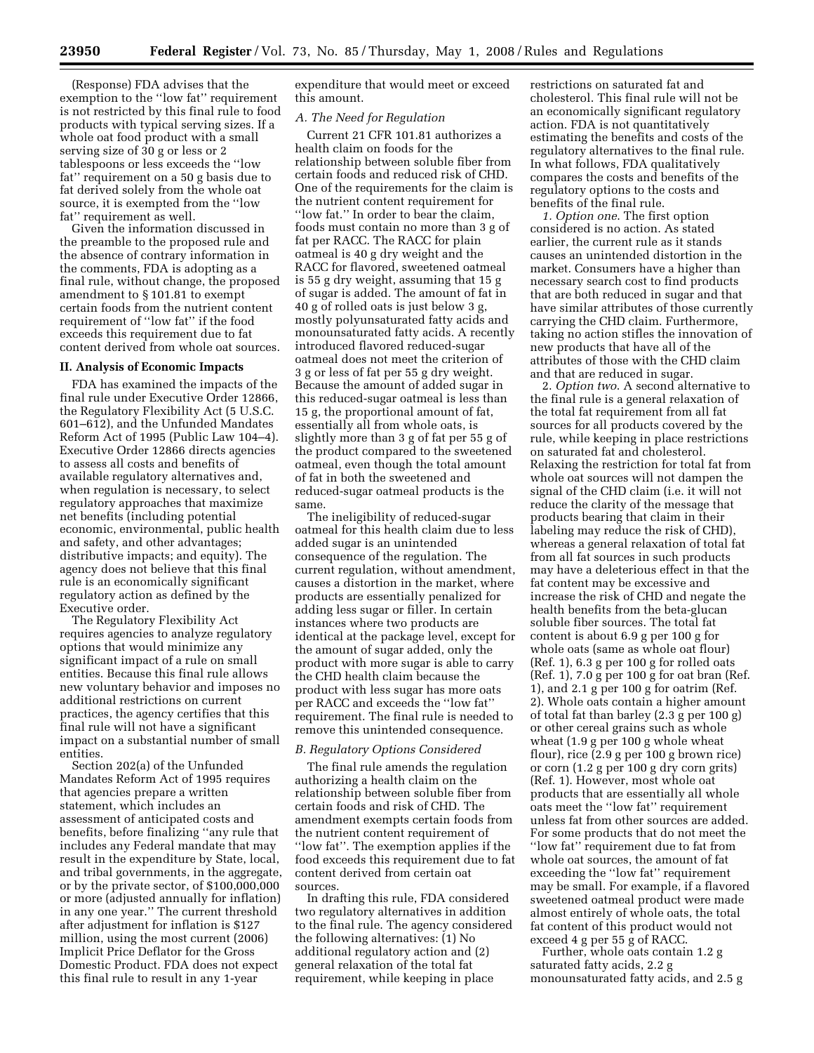(Response) FDA advises that the exemption to the ''low fat'' requirement is not restricted by this final rule to food products with typical serving sizes. If a whole oat food product with a small serving size of 30 g or less or 2 tablespoons or less exceeds the ''low fat'' requirement on a 50 g basis due to fat derived solely from the whole oat source, it is exempted from the ''low fat'' requirement as well.

Given the information discussed in the preamble to the proposed rule and the absence of contrary information in the comments, FDA is adopting as a final rule, without change, the proposed amendment to § 101.81 to exempt certain foods from the nutrient content requirement of ''low fat'' if the food exceeds this requirement due to fat content derived from whole oat sources.

## II. Analysis of Economic Impacts

FDA has examined the impacts of the final rule under Executive Order 12866, the Regulatory Flexibility Act (5 U.S.C. 601–612), and the Unfunded Mandates Reform Act of 1995 (Public Law 104–4). Executive Order 12866 directs agencies to assess all costs and benefits of available regulatory alternatives and, when regulation is necessary, to select regulatory approaches that maximize net benefits (including potential economic, environmental, public health and safety, and other advantages; distributive impacts; and equity). The agency does not believe that this final rule is an economically significant regulatory action as defined by the Executive order.

The Regulatory Flexibility Act requires agencies to analyze regulatory options that would minimize any significant impact of a rule on small entities. Because this final rule allows new voluntary behavior and imposes no additional restrictions on current practices, the agency certifies that this final rule will not have a significant impact on a substantial number of small entities.

Section 202(a) of the Unfunded Mandates Reform Act of 1995 requires that agencies prepare a written statement, which includes an assessment of anticipated costs and benefits, before finalizing ''any rule that includes any Federal mandate that may result in the expenditure by State, local, and tribal governments, in the aggregate, or by the private sector, of $100,000,000 or more (adjusted annually for inflation) in any one year.'' The current threshold after adjustment for inflation is $127 million, using the most current (2006) Implicit Price Deflator for the Gross Domestic Product. FDA does not expect this final rule to result in any 1-year expenditure that would meet or exceed this amount.

### A. The Need for Regulation

Current 21 CFR 101.81 authorizes a health claim on foods for the relationship between soluble fiber from certain foods and reduced risk of CHD. One of the requirements for the claim is the nutrient content requirement for ''low fat.'' In order to bear the claim, foods must contain no more than 3 g of fat per RACC. The RACC for plain oatmeal is 40 g dry weight and the RACC for flavored, sweetened oatmeal is 55 g dry weight, assuming that 15 g of sugar is added. The amount of fat in 40 g of rolled oats is just below 3 g, mostly polyunsaturated fatty acids and monounsaturated fatty acids. A recently introduced flavored reduced-sugar oatmeal does not meet the criterion of 3 g or less of fat per 55 g dry weight. Because the amount of added sugar in this reduced-sugar oatmeal is less than 15 g, the proportional amount of fat, essentially all from whole oats, is slightly more than 3 g of fat per 55 g of the product compared to the sweetened oatmeal, even though the total amount of fat in both the sweetened and reduced-sugar oatmeal products is the same.

The ineligibility of reduced-sugar oatmeal for this health claim due to less added sugar is an unintended consequence of the regulation. The current regulation, without amendment, causes a distortion in the market, where products are essentially penalized for adding less sugar or filler. In certain instances where two products are identical at the package level, except for the amount of sugar added, only the product with more sugar is able to carry the CHD health claim because the product with less sugar has more oats per RACC and exceeds the ''low fat'' requirement. The final rule is needed to remove this unintended consequence.

### B. Regulatory Options Considered

The final rule amends the regulation authorizing a health claim on the relationship between soluble fiber from certain foods and risk of CHD. The amendment exempts certain foods from the nutrient content requirement of ''low fat''. The exemption applies if the food exceeds this requirement due to fat content derived from certain oat sources.

In drafting this rule, FDA considered two regulatory alternatives in addition to the final rule. The agency considered the following alternatives: (1) No additional regulatory action and (2) general relaxation of the total fat requirement, while keeping in place restrictions on saturated fat and cholesterol. This final rule will not be an economically significant regulatory action. FDA is not quantitatively estimating the benefits and costs of the regulatory alternatives to the final rule. In what follows, FDA qualitatively compares the costs and benefits of the regulatory options to the costs and benefits of the final rule.

*1. Option one*. The first option considered is no action. As stated earlier, the current rule as it stands causes an unintended distortion in the market. Consumers have a higher than necessary search cost to find products that are both reduced in sugar and that have similar attributes of those currently carrying the CHD claim. Furthermore, taking no action stifles the innovation of new products that have all of the attributes of those with the CHD claim and that are reduced in sugar.

*2. Option two*. A second alternative to the final rule is a general relaxation of the total fat requirement from all fat sources for all products covered by the rule, while keeping in place restrictions on saturated fat and cholesterol. Relaxing the restriction for total fat from whole oat sources will not dampen the signal of the CHD claim (i.e. it will not reduce the clarity of the message that products bearing that claim in their labeling may reduce the risk of CHD), whereas a general relaxation of total fat from all fat sources in such products may have a deleterious effect in that the fat content may be excessive and increase the risk of CHD and negate the health benefits from the beta-glucan soluble fiber sources. The total fat content is about 6.9 g per 100 g for whole oats (same as whole oat flour) (Ref. 1), 6.3 g per 100 g for rolled oats (Ref. 1), 7.0 g per 100 g for oat bran (Ref. 1), and 2.1 g per 100 g for oatrim (Ref. 2). Whole oats contain a higher amount of total fat than barley (2.3 g per 100 g) or other cereal grains such as whole wheat (1.9 g per 100 g whole wheat flour), rice (2.9 g per 100 g brown rice) or corn (1.2 g per 100 g dry corn grits) (Ref. 1). However, most whole oat products that are essentially all whole oats meet the ''low fat'' requirement unless fat from other sources are added. For some products that do not meet the ''low fat'' requirement due to fat from whole oat sources, the amount of fat exceeding the ''low fat'' requirement may be small. For example, if a flavored sweetened oatmeal product were made almost entirely of whole oats, the total fat content of this product would not exceed 4 g per 55 g of RACC.

Further, whole oats contain 1.2 g saturated fatty acids, 2.2 g monounsaturated fatty acids, and 2.5 g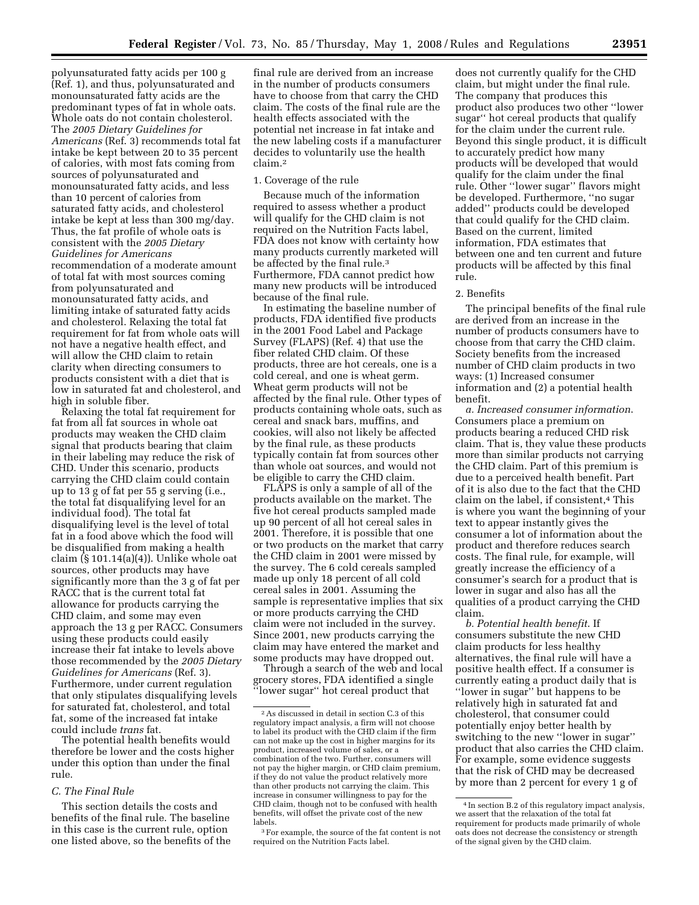polyunsaturated fatty acids per 100 g (Ref. 1), and thus, polyunsaturated and monounsaturated fatty acids are the predominant types of fat in whole oats. Whole oats do not contain cholesterol. The *2005 Dietary Guidelines for Americans* (Ref. 3) recommends total fat intake be kept between 20 to 35 percent of calories, with most fats coming from sources of polyunsaturated and monounsaturated fatty acids, and less than 10 percent of calories from saturated fatty acids, and cholesterol intake be kept at less than 300 mg/day. Thus, the fat profile of whole oats is consistent with the *2005 Dietary Guidelines for Americans* recommendation of a moderate amount of total fat with most sources coming from polyunsaturated and monounsaturated fatty acids, and limiting intake of saturated fatty acids and cholesterol. Relaxing the total fat requirement for fat from whole oats will not have a negative health effect, and will allow the CHD claim to retain clarity when directing consumers to products consistent with a diet that is low in saturated fat and cholesterol, and high in soluble fiber.

Relaxing the total fat requirement for fat from all fat sources in whole oat products may weaken the CHD claim signal that products bearing that claim in their labeling may reduce the risk of CHD. Under this scenario, products carrying the CHD claim could contain up to 13 g of fat per 55 g serving (i.e., the total fat disqualifying level for an individual food). The total fat disqualifying level is the level of total fat in a food above which the food will be disqualified from making a health claim (§ 101.14(a)(4)). Unlike whole oat sources, other products may have significantly more than the 3 g of fat per RACC that is the current total fat allowance for products carrying the CHD claim, and some may even approach the 13 g per RACC. Consumers using these products could easily increase their fat intake to levels above those recommended by the *2005 Dietary Guidelines for Americans* (Ref. 3). Furthermore, under current regulation that only stipulates disqualifying levels for saturated fat, cholesterol, and total fat, some of the increased fat intake could include *trans* fat.

The potential health benefits would therefore be lower and the costs higher under this option than under the final rule.

### *C. The Final Rule*

This section details the costs and benefits of the final rule. The baseline in this case is the current rule, option one listed above, so the benefits of the final rule are derived from an increase in the number of products consumers have to choose from that carry the CHD claim. The costs of the final rule are the health effects associated with the potential net increase in fat intake and the new labeling costs if a manufacturer decides to voluntarily use the health claim.[2]

1. Coverage of the rule

Because much of the information required to assess whether a product will qualify for the CHD claim is not required on the Nutrition Facts label, FDA does not know with certainty how many products currently marketed will be affected by the final rule.[3] Furthermore, FDA cannot predict how many new products will be introduced because of the final rule.

In estimating the baseline number of products, FDA identified five products in the 2001 Food Label and Package Survey (FLAPS) (Ref. 4) that use the fiber related CHD claim. Of these products, three are hot cereals, one is a cold cereal, and one is wheat germ. Wheat germ products will not be affected by the final rule. Other types of products containing whole oats, such as cereal and snack bars, muffins, and cookies, will also not likely be affected by the final rule, as these products typically contain fat from sources other than whole oat sources, and would not be eligible to carry the CHD claim.

FLAPS is only a sample of all of the products available on the market. The five hot cereal products sampled made up 90 percent of all hot cereal sales in 2001. Therefore, it is possible that one or two products on the market that carry the CHD claim in 2001 were missed by the survey. The 6 cold cereals sampled made up only 18 percent of all cold cereal sales in 2001. Assuming the sample is representative implies that six or more products carrying the CHD claim were not included in the survey. Since 2001, new products carrying the claim may have entered the market and some products may have dropped out.

Through a search of the web and local grocery stores, FDA identified a single ''lower sugar'' hot cereal product that does not currently qualify for the CHD claim, but might under the final rule. The company that produces this product also produces two other ''lower sugar'' hot cereal products that qualify for the claim under the current rule. Beyond this single product, it is difficult to accurately predict how many products will be developed that would qualify for the claim under the final rule. Other ''lower sugar'' flavors might be developed. Furthermore, ''no sugar added'' products could be developed that could qualify for the CHD claim. Based on the current, limited information, FDA estimates that between one and ten current and future products will be affected by this final rule.

2. Benefits

The principal benefits of the final rule are derived from an increase in the number of products consumers have to choose from that carry the CHD claim. Society benefits from the increased number of CHD claim products in two ways: (1) Increased consumer information and (2) a potential health benefit.

*a. Increased consumer information.* Consumers place a premium on products bearing a reduced CHD risk claim. That is, they value these products more than similar products not carrying the CHD claim. Part of this premium is due to a perceived health benefit. Part of it is also due to the fact that the CHD claim on the label, if consistent,[4] This is where you want the beginning of your text to appear instantly gives the consumer a lot of information about the product and therefore reduces search costs. The final rule, for example, will greatly increase the efficiency of a consumer's search for a product that is lower in sugar and also has all the qualities of a product carrying the CHD claim.

*b. Potential health benefit.* If consumers substitute the new CHD claim products for less healthy alternatives, the final rule will have a positive health effect. If a consumer is currently eating a product daily that is ''lower in sugar'' but happens to be relatively high in saturated fat and cholesterol, that consumer could potentially enjoy better health by switching to the new ''lower in sugar'' product that also carries the CHD claim. For example, some evidence suggests that the risk of CHD may be decreased by more than 2 percent for every 1 g of

---

[2] As discussed in detail in section C.3 of this regulatory impact analysis, a firm will not choose to label its product with the CHD claim if the firm can not make up the cost in higher margins for its product, increased volume of sales, or a combination of the two. Further, consumers will not pay the higher margin, or CHD claim premium, if they do not value the product relatively more than other products not carrying the claim. This increase in consumer willingness to pay for the CHD claim, though not to be confused with health benefits, will offset the private cost of the new labels.

[3] For example, the source of the fat content is not required on the Nutrition Facts label.

[4] In section B.2 of this regulatory impact analysis, we assert that the relaxation of the total fat requirement for products made primarily of whole oats does not decrease the consistency or strength of the signal given by the CHD claim.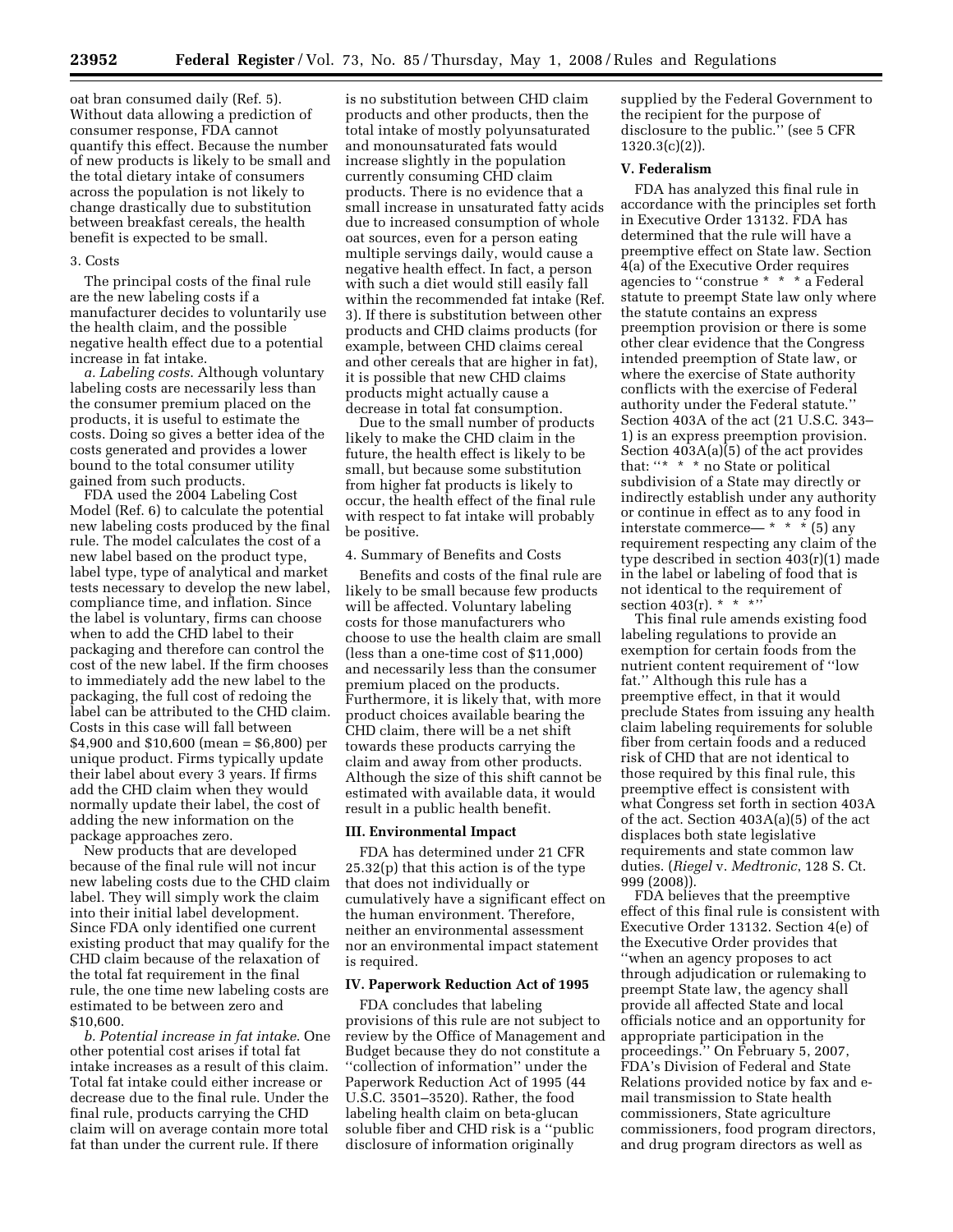oat bran consumed daily (Ref. 5). Without data allowing a prediction of consumer response, FDA cannot quantify this effect. Because the number of new products is likely to be small and the total dietary intake of consumers across the population is not likely to change drastically due to substitution between breakfast cereals, the health benefit is expected to be small.

3. Costs

The principal costs of the final rule are the new labeling costs if a manufacturer decides to voluntarily use the health claim, and the possible negative health effect due to a potential increase in fat intake.

*a. Labeling costs*. Although voluntary labeling costs are necessarily less than the consumer premium placed on the products, it is useful to estimate the costs. Doing so gives a better idea of the costs generated and provides a lower bound to the total consumer utility gained from such products.

FDA used the 2004 Labeling Cost Model (Ref. 6) to calculate the potential new labeling costs produced by the final rule. The model calculates the cost of a new label based on the product type, label type, type of analytical and market tests necessary to develop the new label, compliance time, and inflation. Since the label is voluntary, firms can choose when to add the CHD label to their packaging and therefore can control the cost of the new label. If the firm chooses to immediately add the new label to the packaging, the full cost of redoing the label can be attributed to the CHD claim. Costs in this case will fall between $4,900 and $10,600 (mean = $6,800) per unique product. Firms typically update their label about every 3 years. If firms add the CHD claim when they would normally update their label, the cost of adding the new information on the package approaches zero.

New products that are developed because of the final rule will not incur new labeling costs due to the CHD claim label. They will simply work the claim into their initial label development. Since FDA only identified one current existing product that may qualify for the CHD claim because of the relaxation of the total fat requirement in the final rule, the one time new labeling costs are estimated to be between zero and $10,600.

*b. Potential increase in fat intake*. One other potential cost arises if total fat intake increases as a result of this claim. Total fat intake could either increase or decrease due to the final rule. Under the final rule, products carrying the CHD claim will on average contain more total fat than under the current rule. If there is no substitution between CHD claim products and other products, then the total intake of mostly polyunsaturated and monounsaturated fats would increase slightly in the population currently consuming CHD claim products. There is no evidence that a small increase in unsaturated fatty acids due to increased consumption of whole oat sources, even for a person eating multiple servings daily, would cause a negative health effect. In fact, a person with such a diet would still easily fall within the recommended fat intake (Ref. 3). If there is substitution between other products and CHD claims products (for example, between CHD claims cereal and other cereals that are higher in fat), it is possible that new CHD claims products might actually cause a decrease in total fat consumption.

Due to the small number of products likely to make the CHD claim in the future, the health effect is likely to be small, but because some substitution from higher fat products is likely to occur, the health effect of the final rule with respect to fat intake will probably be positive.

4. Summary of Benefits and Costs

Benefits and costs of the final rule are likely to be small because few products will be affected. Voluntary labeling costs for those manufacturers who choose to use the health claim are small (less than a one-time cost of $11,000) and necessarily less than the consumer premium placed on the products. Furthermore, it is likely that, with more product choices available bearing the CHD claim, there will be a net shift towards these products carrying the claim and away from other products. Although the size of this shift cannot be estimated with available data, it would result in a public health benefit.

### III. Environmental Impact

FDA has determined under 21 CFR 25.32(p) that this action is of the type that does not individually or cumulatively have a significant effect on the human environment. Therefore, neither an environmental assessment nor an environmental impact statement is required.

### IV. Paperwork Reduction Act of 1995

FDA concludes that labeling provisions of this rule are not subject to review by the Office of Management and Budget because they do not constitute a ''collection of information'' under the Paperwork Reduction Act of 1995 (44 U.S.C. 3501–3520). Rather, the food labeling health claim on beta-glucan soluble fiber and CHD risk is a ''public disclosure of information originally supplied by the Federal Government to the recipient for the purpose of disclosure to the public.'' (see 5 CFR 1320.3(c)(2)).

### V. Federalism

FDA has analyzed this final rule in accordance with the principles set forth in Executive Order 13132. FDA has determined that the rule will have a preemptive effect on State law. Section 4(a) of the Executive Order requires agencies to ''construe * * * a Federal statute to preempt State law only where the statute contains an express preemption provision or there is some other clear evidence that the Congress intended preemption of State law, or where the exercise of State authority conflicts with the exercise of Federal authority under the Federal statute.'' Section 403A of the act (21 U.S.C. 343–1) is an express preemption provision. Section 403A(a)(5) of the act provides that: ''* * * no State or political subdivision of a State may directly or indirectly establish under any authority or continue in effect as to any food in interstate commerce— * * * (5) any requirement respecting any claim of the type described in section 403(r)(1) made in the label or labeling of food that is not identical to the requirement of section 403(r). * * *''

This final rule amends existing food labeling regulations to provide an exemption for certain foods from the nutrient content requirement of ''low fat.'' Although this rule has a preemptive effect, in that it would preclude States from issuing any health claim labeling requirements for soluble fiber from certain foods and a reduced risk of CHD that are not identical to those required by this final rule, this preemptive effect is consistent with what Congress set forth in section 403A of the act. Section 403A(a)(5) of the act displaces both state legislative requirements and state common law duties. (*Riegel* v. *Medtronic*, 128 S. Ct. 999 (2008)).

FDA believes that the preemptive effect of this final rule is consistent with Executive Order 13132. Section 4(e) of the Executive Order provides that ''when an agency proposes to act through adjudication or rulemaking to preempt State law, the agency shall provide all affected State and local officials notice and an opportunity for appropriate participation in the proceedings.'' On February 5, 2007, FDA's Division of Federal and State Relations provided notice by fax and e-mail transmission to State health commissioners, State agriculture commissioners, food program directors, and drug program directors as well as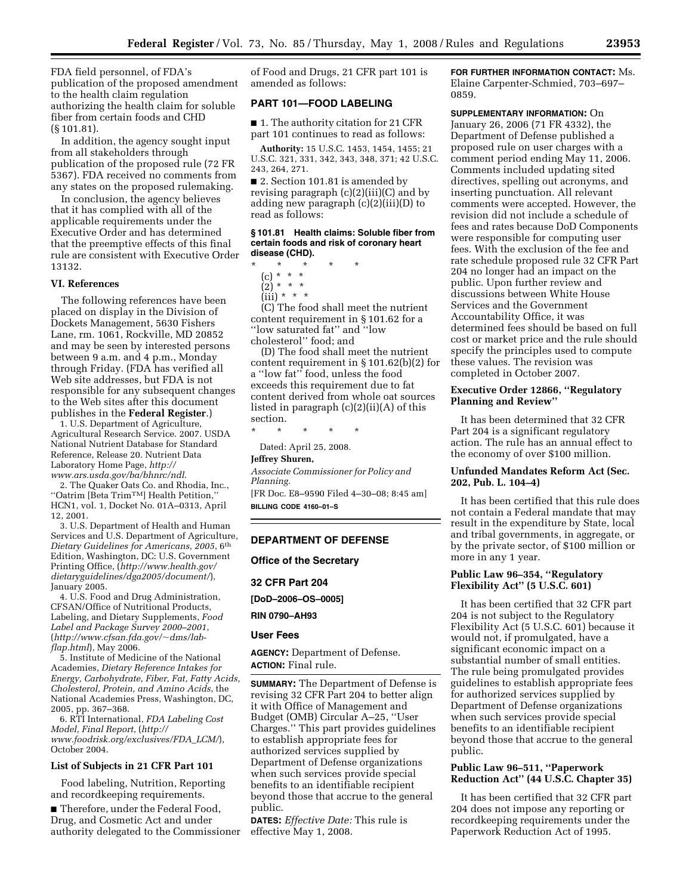FDA field personnel, of FDA's publication of the proposed amendment to the health claim regulation authorizing the health claim for soluble fiber from certain foods and CHD (§ 101.81).

In addition, the agency sought input from all stakeholders through publication of the proposed rule (72 FR 5367). FDA received no comments from any states on the proposed rulemaking.

In conclusion, the agency believes that it has complied with all of the applicable requirements under the Executive Order and has determined that the preemptive effects of this final rule are consistent with Executive Order 13132.

### VI. References

The following references have been placed on display in the Division of Dockets Management, 5630 Fishers Lane, rm. 1061, Rockville, MD 20852 and may be seen by interested persons between 9 a.m. and 4 p.m., Monday through Friday. (FDA has verified all Web site addresses, but FDA is not responsible for any subsequent changes to the Web sites after this document publishes in the **Federal Register**.)

1. U.S. Department of Agriculture, Agricultural Research Service. 2007. USDA National Nutrient Database for Standard Reference, Release 20. Nutrient Data Laboratory Home Page, *http://www.ars.usda.gov/ba/bhnrc/ndl*.

2. The Quaker Oats Co. and Rhodia, Inc., ''Oatrim [Beta Trim™] Health Petition,'' HCN1, vol. 1, Docket No. 01A–0313, April 12, 2001.

3. U.S. Department of Health and Human Services and U.S. Department of Agriculture, *Dietary Guidelines for Americans, 2005*, 6th Edition, Washington, DC: U.S. Government Printing Office, (*http://www.health.gov/dietaryguidelines/dga2005/document/*), January 2005.

4. U.S. Food and Drug Administration, CFSAN/Office of Nutritional Products, Labeling, and Dietary Supplements, *Food Label and Package Survey 2000–2001*, (*http://www.cfsan.fda.gov/~dms/lab-flap.html*), May 2006.

5. Institute of Medicine of the National Academies, *Dietary Reference Intakes for Energy, Carbohydrate, Fiber, Fat, Fatty Acids, Cholesterol, Protein, and Amino Acids*, the National Academies Press, Washington, DC, 2005, pp. 367–368.

6. RTI International, *FDA Labeling Cost Model, Final Report*, (*http://www.foodrisk.org/exclusives/FDA_LCM/*), October 2004.

### List of Subjects in 21 CFR Part 101

Food labeling, Nutrition, Reporting and recordkeeping requirements.

■ Therefore, under the Federal Food, Drug, and Cosmetic Act and under authority delegated to the Commissioner of Food and Drugs, 21 CFR part 101 is amended as follows:

## PART 101—FOOD LABELING

■ 1. The authority citation for 21 CFR part 101 continues to read as follows:

**Authority:** 15 U.S.C. 1453, 1454, 1455; 21 U.S.C. 321, 331, 342, 343, 348, 371; 42 U.S.C. 243, 264, 271.

■ 2. Section 101.81 is amended by revising paragraph (c)(2)(iii)(C) and by adding new paragraph (c)(2)(iii)(D) to read as follows:

**§ 101.81 Health claims: Soluble fiber from certain foods and risk of coronary heart disease (CHD).**

\* \* \* \* \*

(c) \* \* \*

(2) \* \* \*

(iii) \* \* \*

(C) The food shall meet the nutrient content requirement in § 101.62 for a ''low saturated fat'' and ''low cholesterol'' food; and

(D) The food shall meet the nutrient content requirement in § 101.62(b)(2) for a ''low fat'' food, unless the food exceeds this requirement due to fat content derived from whole oat sources listed in paragraph (c)(2)(ii)(A) of this section.

\* \* \* \* \*

Dated: April 25, 2008.

**Jeffrey Shuren,**

*Associate Commissioner for Policy and Planning.*

[FR Doc. E8–9590 Filed 4–30–08; 8:45 am]

**BILLING CODE 4160–01–S**

## DEPARTMENT OF DEFENSE

### Office of the Secretary

### 32 CFR Part 204

**[DoD–2006–OS–0005]**

**RIN 0790–AH93**

### User Fees

**AGENCY:** Department of Defense.

**ACTION:** Final rule.

**SUMMARY:** The Department of Defense is revising 32 CFR Part 204 to better align it with Office of Management and Budget (OMB) Circular A–25, ''User Charges.'' This part provides guidelines to establish appropriate fees for authorized services supplied by Department of Defense organizations when such services provide special benefits to an identifiable recipient beyond those that accrue to the general public.

**DATES:** *Effective Date:* This rule is effective May 1, 2008.

**FOR FURTHER INFORMATION CONTACT:** Ms. Elaine Carpenter-Schmied, 703–697–0859.

**SUPPLEMENTARY INFORMATION:** On January 26, 2006 (71 FR 4332), the Department of Defense published a proposed rule on user charges with a comment period ending May 11, 2006. Comments included updating sited directives, spelling out acronyms, and inserting punctuation. All relevant comments were accepted. However, the revision did not include a schedule of fees and rates because DoD Components were responsible for computing user fees. With the exclusion of the fee and rate schedule proposed rule 32 CFR Part 204 no longer had an impact on the public. Upon further review and discussions between White House Services and the Government Accountability Office, it was determined fees should be based on full cost or market price and the rule should specify the principles used to compute these values. The revision was completed in October 2007.

### Executive Order 12866, ''Regulatory Planning and Review''

It has been determined that 32 CFR Part 204 is a significant regulatory action. The rule has an annual effect to the economy of over $100 million.

### Unfunded Mandates Reform Act (Sec. 202, Pub. L. 104–4)

It has been certified that this rule does not contain a Federal mandate that may result in the expenditure by State, local and tribal governments, in aggregate, or by the private sector, of $100 million or more in any 1 year.

### Public Law 96–354, ''Regulatory Flexibility Act'' (5 U.S.C. 601)

It has been certified that 32 CFR part 204 is not subject to the Regulatory Flexibility Act (5 U.S.C. 601) because it would not, if promulgated, have a significant economic impact on a substantial number of small entities. The rule being promulgated provides guidelines to establish appropriate fees for authorized services supplied by Department of Defense organizations when such services provide special benefits to an identifiable recipient beyond those that accrue to the general public.

### Public Law 96–511, ''Paperwork Reduction Act'' (44 U.S.C. Chapter 35)

It has been certified that 32 CFR part 204 does not impose any reporting or recordkeeping requirements under the Paperwork Reduction Act of 1995.